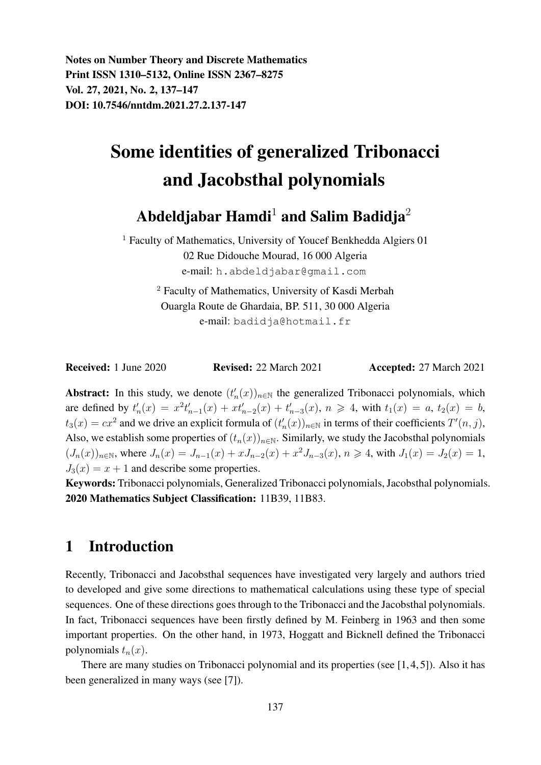**Notes on Number Theory and Discrete Mathematics**
**Print ISSN 1310–5132, Online ISSN 2367–8275**
**Vol. 27, 2021, No. 2, 137–147**
**DOI: 10.7546/nntdm.2021.27.2.137-147**

# Some identities of generalized Tribonacci and Jacobsthal polynomials

## Abdeldjabar Hamdi[1] and Salim Badidja[2]

[1] Faculty of Mathematics, University of Youcef Benkhedda Algiers 01
02 Rue Didouche Mourad, 16 000 Algeria
e-mail: h.abdeldjabar@gmail.com

[2] Faculty of Mathematics, University of Kasdi Merbah
Ouargla Route de Ghardaia, BP. 511, 30 000 Algeria
e-mail: badidja@hotmail.fr

**Received:** 1 June 2020 **Revised:** 22 March 2021 **Accepted:** 27 March 2021

**Abstract:** In this study, we denote $(t'_n(x))_{n\in\mathbb{N}}$ the generalized Tribonacci polynomials, which are defined by $t'_n(x) = x^2 t'_{n-1}(x) + x t'_{n-2}(x) + t'_{n-3}(x)$, $n \geqslant 4$, with $t_1(x) = a$, $t_2(x) = b$, $t_3(x) = cx^2$ and we drive an explicit formula of $(t'_n(x))_{n\in\mathbb{N}}$ in terms of their coefficients $T'(n, j)$, Also, we establish some properties of $(t_n(x))_{n\in\mathbb{N}}$. Similarly, we study the Jacobsthal polynomials $(J_n(x))_{n\in\mathbb{N}}$, where $J_n(x) = J_{n-1}(x) + xJ_{n-2}(x) + x^2 J_{n-3}(x)$, $n \geqslant 4$, with $J_1(x) = J_2(x) = 1$, $J_3(x) = x + 1$ and describe some properties.

**Keywords:** Tribonacci polynomials, Generalized Tribonacci polynomials, Jacobsthal polynomials.

**2020 Mathematics Subject Classification:** 11B39, 11B83.

## 1 Introduction

Recently, Tribonacci and Jacobsthal sequences have investigated very largely and authors tried to developed and give some directions to mathematical calculations using these type of special sequences. One of these directions goes through to the Tribonacci and the Jacobsthal polynomials. In fact, Tribonacci sequences have been firstly defined by M. Feinberg in 1963 and then some important properties. On the other hand, in 1973, Hoggatt and Bicknell defined the Tribonacci polynomials $t_n(x)$.

There are many studies on Tribonacci polynomial and its properties (see [1, 4, 5]). Also it has been generalized in many ways (see [7]).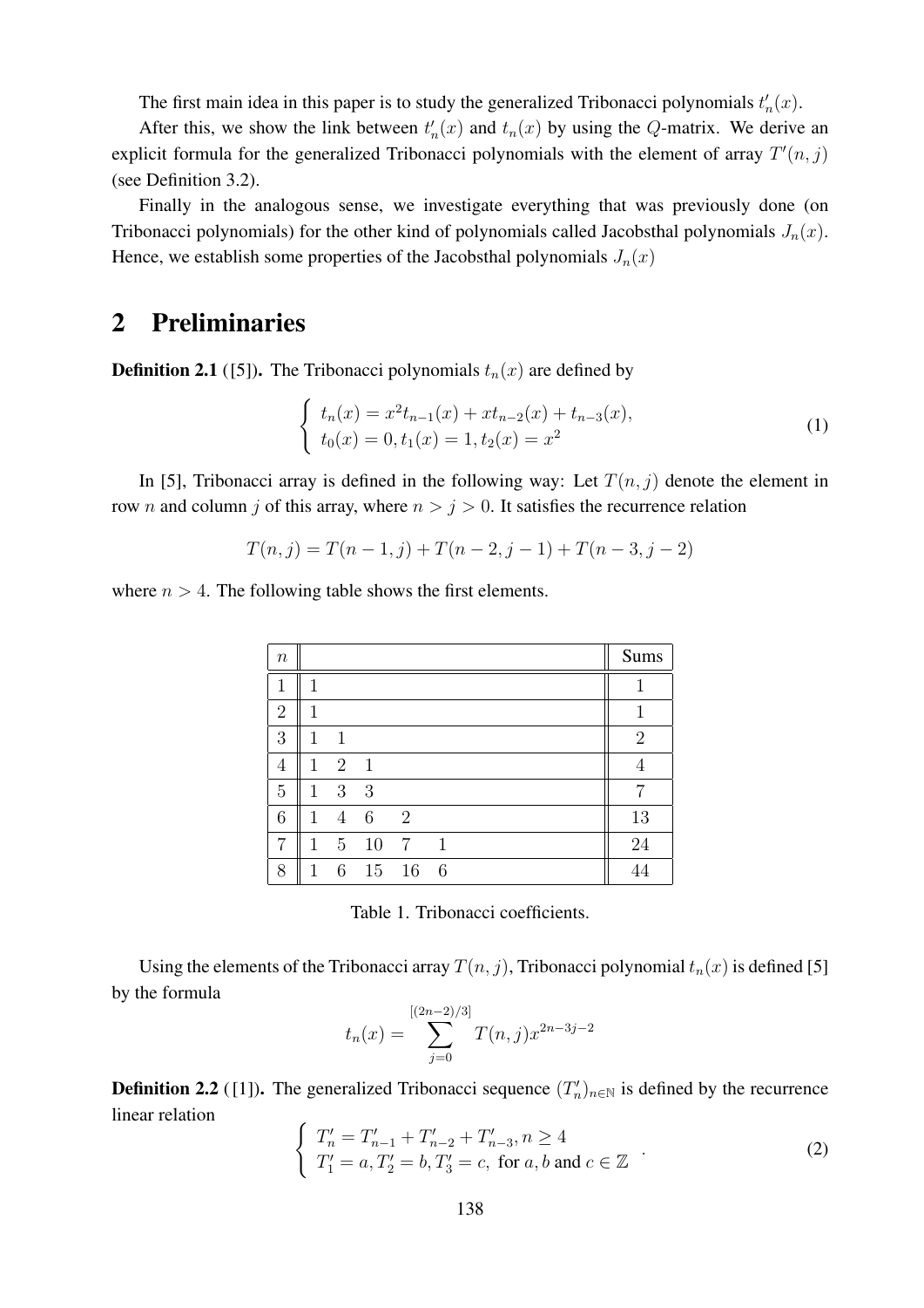The first main idea in this paper is to study the generalized Tribonacci polynomials $t'_n(x)$.

After this, we show the link between $t'_n(x)$ and $t_n(x)$ by using the $Q$-matrix. We derive an explicit formula for the generalized Tribonacci polynomials with the element of array $T'(n, j)$ (see Definition 3.2).

Finally in the analogous sense, we investigate everything that was previously done (on Tribonacci polynomials) for the other kind of polynomials called Jacobsthal polynomials $J_n(x)$. Hence, we establish some properties of the Jacobsthal polynomials $J_n(x)$

## 2 Preliminaries

**Definition 2.1** ([5]). The Tribonacci polynomials $t_n(x)$ are defined by

$$\begin{cases} t_n(x) = x^2 t_{n-1}(x) + x t_{n-2}(x) + t_{n-3}(x), \\ t_0(x) = 0, t_1(x) = 1, t_2(x) = x^2 \end{cases} \tag{1}$$

In [5], Tribonacci array is defined in the following way: Let $T(n, j)$ denote the element in row $n$ and column $j$ of this array, where $n > j > 0$. It satisfies the recurrence relation

$$T(n, j) = T(n-1, j) + T(n-2, j-1) + T(n-3, j-2)$$

where $n > 4$. The following table shows the first elements.

| $n$ | | | | | | Sums |
|---|---|---|---|---|---|---|
| 1 | 1 | | | | | 1 |
| 2 | 1 | | | | | 1 |
| 3 | 1 | 1 | | | | 2 |
| 4 | 1 | 2 | 1 | | | 4 |
| 5 | 1 | 3 | 3 | | | 7 |
| 6 | 1 | 4 | 6 | 2 | | 13 |
| 7 | 1 | 5 | 10 | 7 | 1 | 24 |
| 8 | 1 | 6 | 15 | 16 | 6 | 44 |

Table 1. Tribonacci coefficients.

Using the elements of the Tribonacci array $T(n, j)$, Tribonacci polynomial $t_n(x)$ is defined [5] by the formula

$$t_n(x) = \sum_{j=0}^{[(2n-2)/3]} T(n, j) x^{2n-3j-2}$$

**Definition 2.2** ([1]). The generalized Tribonacci sequence $(T'_n)_{n \in \mathbb{N}}$ is defined by the recurrence linear relation

$$\begin{cases} T'_n = T'_{n-1} + T'_{n-2} + T'_{n-3}, n \geq 4 \\ T'_1 = a, T'_2 = b, T'_3 = c, \text{ for } a, b \text{ and } c \in \mathbb{Z} \end{cases}. \tag{2}$$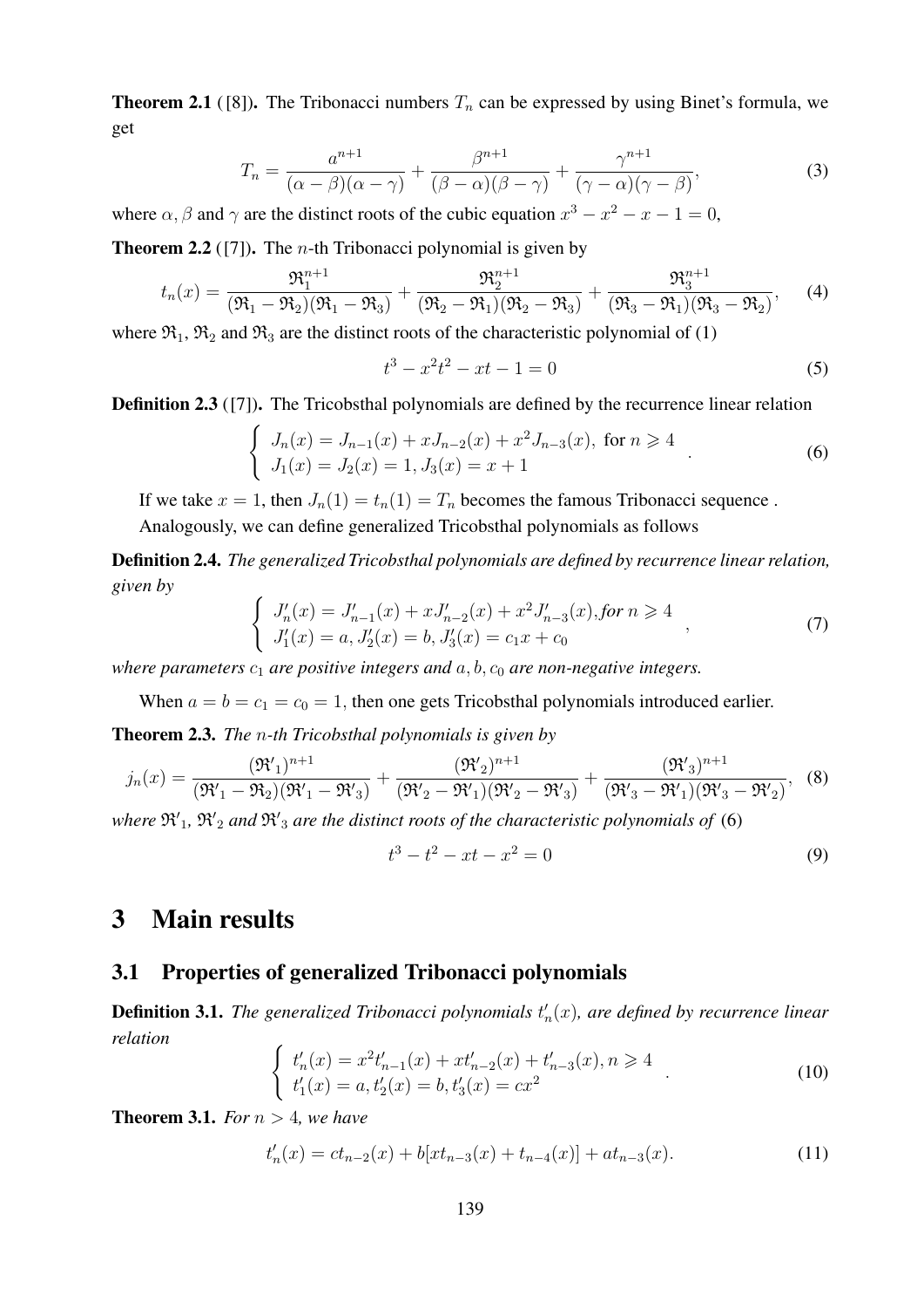**Theorem 2.1** ([8]). The Tribonacci numbers $T_n$ can be expressed by using Binet's formula, we get

$$T_n = \frac{a^{n+1}}{(\alpha-\beta)(\alpha-\gamma)} + \frac{\beta^{n+1}}{(\beta-\alpha)(\beta-\gamma)} + \frac{\gamma^{n+1}}{(\gamma-\alpha)(\gamma-\beta)}, \tag{3}$$

where $\alpha, \beta$ and $\gamma$ are the distinct roots of the cubic equation $x^3 - x^2 - x - 1 = 0$,

**Theorem 2.2** ([7]). The $n$-th Tribonacci polynomial is given by

$$t_n(x) = \frac{\mathfrak{R}_1^{n+1}}{(\mathfrak{R}_1-\mathfrak{R}_2)(\mathfrak{R}_1-\mathfrak{R}_3)} + \frac{\mathfrak{R}_2^{n+1}}{(\mathfrak{R}_2-\mathfrak{R}_1)(\mathfrak{R}_2-\mathfrak{R}_3)} + \frac{\mathfrak{R}_3^{n+1}}{(\mathfrak{R}_3-\mathfrak{R}_1)(\mathfrak{R}_3-\mathfrak{R}_2)}, \tag{4}$$

where $\mathfrak{R}_1$, $\mathfrak{R}_2$ and $\mathfrak{R}_3$ are the distinct roots of the characteristic polynomial of (1)

$$t^3 - x^2t^2 - xt - 1 = 0 \tag{5}$$

**Definition 2.3** ([7]). The Tricobsthal polynomials are defined by the recurrence linear relation

$$\begin{cases} J_n(x) = J_{n-1}(x) + xJ_{n-2}(x) + x^2J_{n-3}(x), \text{ for } n \geqslant 4 \\ J_1(x) = J_2(x) = 1, J_3(x) = x+1 \end{cases}. \tag{6}$$

If we take $x = 1$, then $J_n(1) = t_n(1) = T_n$ becomes the famous Tribonacci sequence .

Analogously, we can define generalized Tricobsthal polynomials as follows

**Definition 2.4.** *The generalized Tricobsthal polynomials are defined by recurrence linear relation, given by*

$$\begin{cases} J'_n(x) = J'_{n-1}(x) + xJ'_{n-2}(x) + x^2J'_{n-3}(x), \text{for } n \geqslant 4 \\ J'_1(x) = a, J'_2(x) = b, J'_3(x) = c_1x + c_0 \end{cases}, \tag{7}$$

*where parameters $c_1$ are positive integers and $a, b, c_0$ are non-negative integers.*

When $a = b = c_1 = c_0 = 1$, then one gets Tricobsthal polynomials introduced earlier.

**Theorem 2.3.** *The $n$-th Tricobsthal polynomials is given by*

$$j_n(x) = \frac{(\mathfrak{R}'_1)^{n+1}}{(\mathfrak{R}'_1-\mathfrak{R}_2)(\mathfrak{R}'_1-\mathfrak{R}'_3)} + \frac{(\mathfrak{R}'_2)^{n+1}}{(\mathfrak{R}'_2-\mathfrak{R}'_1)(\mathfrak{R}'_2-\mathfrak{R}'_3)} + \frac{(\mathfrak{R}'_3)^{n+1}}{(\mathfrak{R}'_3-\mathfrak{R}'_1)(\mathfrak{R}'_3-\mathfrak{R}'_2)}, \tag{8}$$

*where $\mathfrak{R}'_1$, $\mathfrak{R}'_2$ and $\mathfrak{R}'_3$ are the distinct roots of the characteristic polynomials of* (6)

$$t^3 - t^2 - xt - x^2 = 0 \tag{9}$$

# 3 Main results

## 3.1 Properties of generalized Tribonacci polynomials

**Definition 3.1.** *The generalized Tribonacci polynomials $t'_n(x)$, are defined by recurrence linear relation*

$$\begin{cases} t'_n(x) = x^2t'_{n-1}(x) + xt'_{n-2}(x) + t'_{n-3}(x), n \geqslant 4 \\ t'_1(x) = a, t'_2(x) = b, t'_3(x) = cx^2 \end{cases}. \tag{10}$$

**Theorem 3.1.** *For $n > 4$, we have*

$$t'_n(x) = ct_{n-2}(x) + b[xt_{n-3}(x) + t_{n-4}(x)] + at_{n-3}(x). \tag{11}$$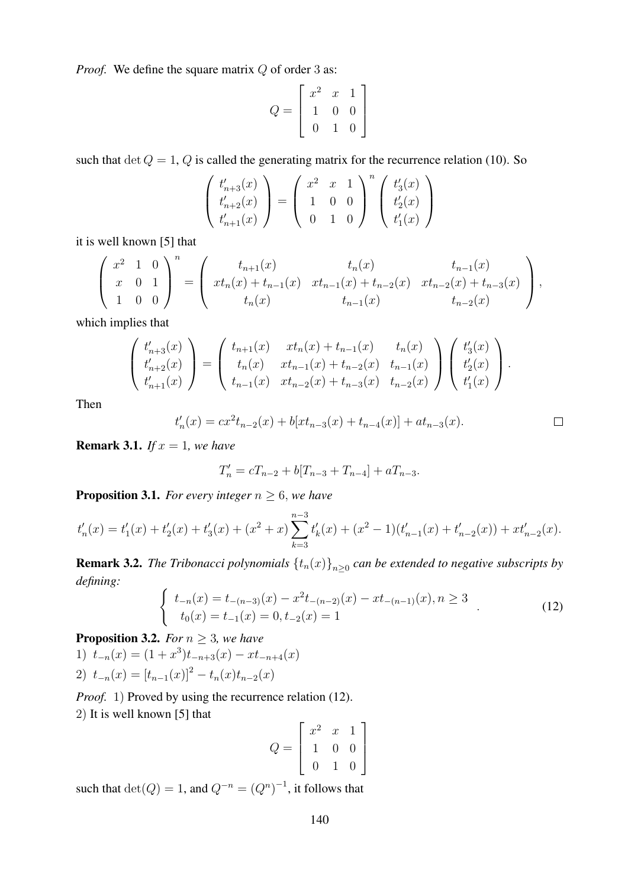*Proof.* We define the square matrix $Q$ of order $3$ as:

$$Q = \left[ \begin{array}{ccc} x^2 & x & 1 \\ 1 & 0 & 0 \\ 0 & 1 & 0 \end{array} \right]$$

such that $\det Q = 1$, $Q$ is called the generating matrix for the recurrence relation (10). So

$$\left( \begin{array}{c} t'_{n+3}(x) \\ t'_{n+2}(x) \\ t'_{n+1}(x) \end{array} \right) = \left( \begin{array}{ccc} x^2 & x & 1 \\ 1 & 0 & 0 \\ 0 & 1 & 0 \end{array} \right)^n \left( \begin{array}{c} t'_3(x) \\ t'_2(x) \\ t'_1(x) \end{array} \right)$$

it is well known [5] that

$$\left( \begin{array}{ccc} x^2 & 1 & 0 \\ x & 0 & 1 \\ 1 & 0 & 0 \end{array} \right)^n = \left( \begin{array}{ccc} t_{n+1}(x) & t_n(x) & t_{n-1}(x) \\ xt_n(x) + t_{n-1}(x) & xt_{n-1}(x) + t_{n-2}(x) & xt_{n-2}(x) + t_{n-3}(x) \\ t_n(x) & t_{n-1}(x) & t_{n-2}(x) \end{array} \right),$$

which implies that

$$\left( \begin{array}{c} t'_{n+3}(x) \\ t'_{n+2}(x) \\ t'_{n+1}(x) \end{array} \right) = \left( \begin{array}{ccc} t_{n+1}(x) & xt_n(x) + t_{n-1}(x) & t_n(x) \\ t_n(x) & xt_{n-1}(x) + t_{n-2}(x) & t_{n-1}(x) \\ t_{n-1}(x) & xt_{n-2}(x) + t_{n-3}(x) & t_{n-2}(x) \end{array} \right) \left( \begin{array}{c} t'_3(x) \\ t'_2(x) \\ t'_1(x) \end{array} \right).$$

Then

$$t'_n(x) = cx^2 t_{n-2}(x) + b[xt_{n-3}(x) + t_{n-4}(x)] + at_{n-3}(x).$$

□

**Remark 3.1.** *If $x = 1$, we have*

$$T'_n = cT_{n-2} + b[T_{n-3} + T_{n-4}] + aT_{n-3}.$$

**Proposition 3.1.** *For every integer $n \geq 6$, we have*

$$t'_n(x) = t'_1(x) + t'_2(x) + t'_3(x) + (x^2 + x) \sum_{k=3}^{n-3} t'_k(x) + (x^2 - 1)(t'_{n-1}(x) + t'_{n-2}(x)) + xt'_{n-2}(x).$$

**Remark 3.2.** *The Tribonacci polynomials $\{t_n(x)\}_{n \geq 0}$ can be extended to negative subscripts by defining:*

$$\left\{ \begin{array}{l} t_{-n}(x) = t_{-(n-3)}(x) - x^2 t_{-(n-2)}(x) - xt_{-(n-1)}(x), n \geq 3 \\ t_0(x) = t_{-1}(x) = 0, t_{-2}(x) = 1 \end{array} \right. . \tag{12}$$

**Proposition 3.2.** *For $n \geq 3$, we have*

1) $t_{-n}(x) = (1 + x^3)t_{-n+3}(x) - xt_{-n+4}(x)$

2) $t_{-n}(x) = [t_{n-1}(x)]^2 - t_n(x)t_{n-2}(x)$

*Proof.* 1) Proved by using the recurrence relation (12).

2) It is well known [5] that

$$Q = \left[ \begin{array}{ccc} x^2 & x & 1 \\ 1 & 0 & 0 \\ 0 & 1 & 0 \end{array} \right]$$

such that $\det(Q) = 1$, and $Q^{-n} = (Q^n)^{-1}$, it follows that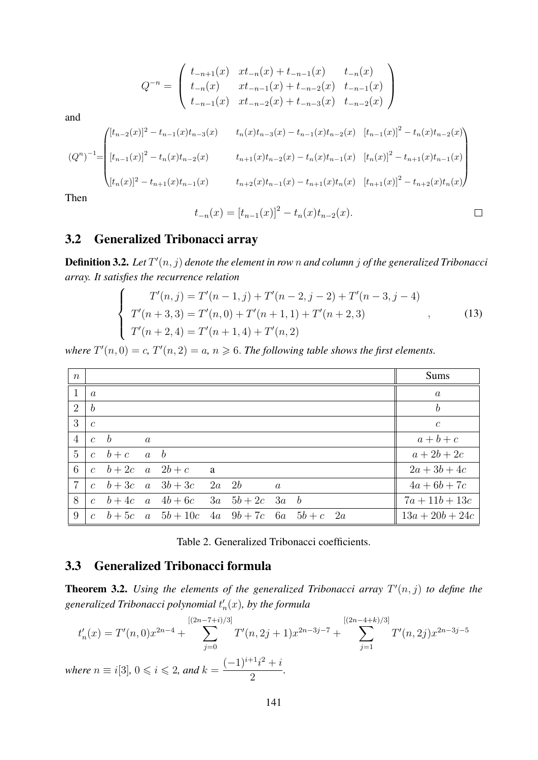$$Q^{-n} = \begin{pmatrix} t_{-n+1}(x) & xt_{-n}(x) + t_{-n-1}(x) & t_{-n}(x) \\ t_{-n}(x) & xt_{-n-1}(x) + t_{-n-2}(x) & t_{-n-1}(x) \\ t_{-n-1}(x) & xt_{-n-2}(x) + t_{-n-3}(x) & t_{-n-2}(x) \end{pmatrix}$$

and

$$(Q^n)^{-1} = \begin{pmatrix} [t_{n-2}(x)]^2 - t_{n-1}(x)t_{n-3}(x) & t_n(x)t_{n-3}(x) - t_{n-1}(x)t_{n-2}(x) & [t_{n-1}(x)]^2 - t_n(x)t_{n-2}(x) \\ [t_{n-1}(x)]^2 - t_n(x)t_{n-2}(x) & t_{n+1}(x)t_{n-2}(x) - t_n(x)t_{n-1}(x) & [t_n(x)]^2 - t_{n+1}(x)t_{n-1}(x) \\ [t_n(x)]^2 - t_{n+1}(x)t_{n-1}(x) & t_{n+2}(x)t_{n-1}(x) - t_{n+1}(x)t_n(x) & [t_{n+1}(x)]^2 - t_{n+2}(x)t_n(x) \end{pmatrix}$$

Then

$$t_{-n}(x) = [t_{n-1}(x)]^2 - t_n(x)t_{n-2}(x).$$

□

## 3.2 Generalized Tribonacci array

**Definition 3.2.** *Let $T'(n,j)$ denote the element in row $n$ and column $j$ of the generalized Tribonacci array. It satisfies the recurrence relation*

$$\begin{cases} T'(n,j) = T'(n-1,j) + T'(n-2,j-2) + T'(n-3,j-4) \\ T'(n+3,3) = T'(n,0) + T'(n+1,1) + T'(n+2,3) \\ T'(n+2,4) = T'(n+1,4) + T'(n,2) \end{cases}, \quad (13)$$

*where $T'(n,0) = c$, $T'(n,2) = a$, $n \geqslant 6$. The following table shows the first elements.*

| $n$ | | | | | | | | | | Sums |
|---|---|---|---|---|---|---|---|---|---|---|
| 1 | $a$ | | | | | | | | | $a$ |
| 2 | $b$ | | | | | | | | | $b$ |
| 3 | $c$ | | | | | | | | | $c$ |
| 4 | $c$ | $b$ | $a$ | | | | | | | $a+b+c$ |
| 5 | $c$ | $b+c$ | $a$ | $b$ | | | | | | $a+2b+2c$ |
| 6 | $c$ | $b+2c$ | $a$ | $2b+c$ | a | | | | | $2a+3b+4c$ |
| 7 | $c$ | $b+3c$ | $a$ | $3b+3c$ | $2a$ | $2b$ | $a$ | | | $4a+6b+7c$ |
| 8 | $c$ | $b+4c$ | $a$ | $4b+6c$ | $3a$ | $5b+2c$ | $3a$ | $b$ | | $7a+11b+13c$ |
| 9 | $c$ | $b+5c$ | $a$ | $5b+10c$ | $4a$ | $9b+7c$ | $6a$ | $5b+c$ | $2a$ | $13a+20b+24c$ |

Table 2. Generalized Tribonacci coefficients.

## 3.3 Generalized Tribonacci formula

**Theorem 3.2.** *Using the elements of the generalized Tribonacci array $T'(n,j)$ to define the generalized Tribonacci polynomial $t'_n(x)$, by the formula*

$$t'_n(x) = T'(n,0)x^{2n-4} + \sum_{j=0}^{[(2n-7+i)/3]} T'(n,2j+1)x^{2n-3j-7} + \sum_{j=1}^{[(2n-4+k)/3]} T'(n,2j)x^{2n-3j-5}$$

*where $n \equiv i[3]$, $0 \leqslant i \leqslant 2$, and $k = \dfrac{(-1)^{i+1}i^2 + i}{2}$.*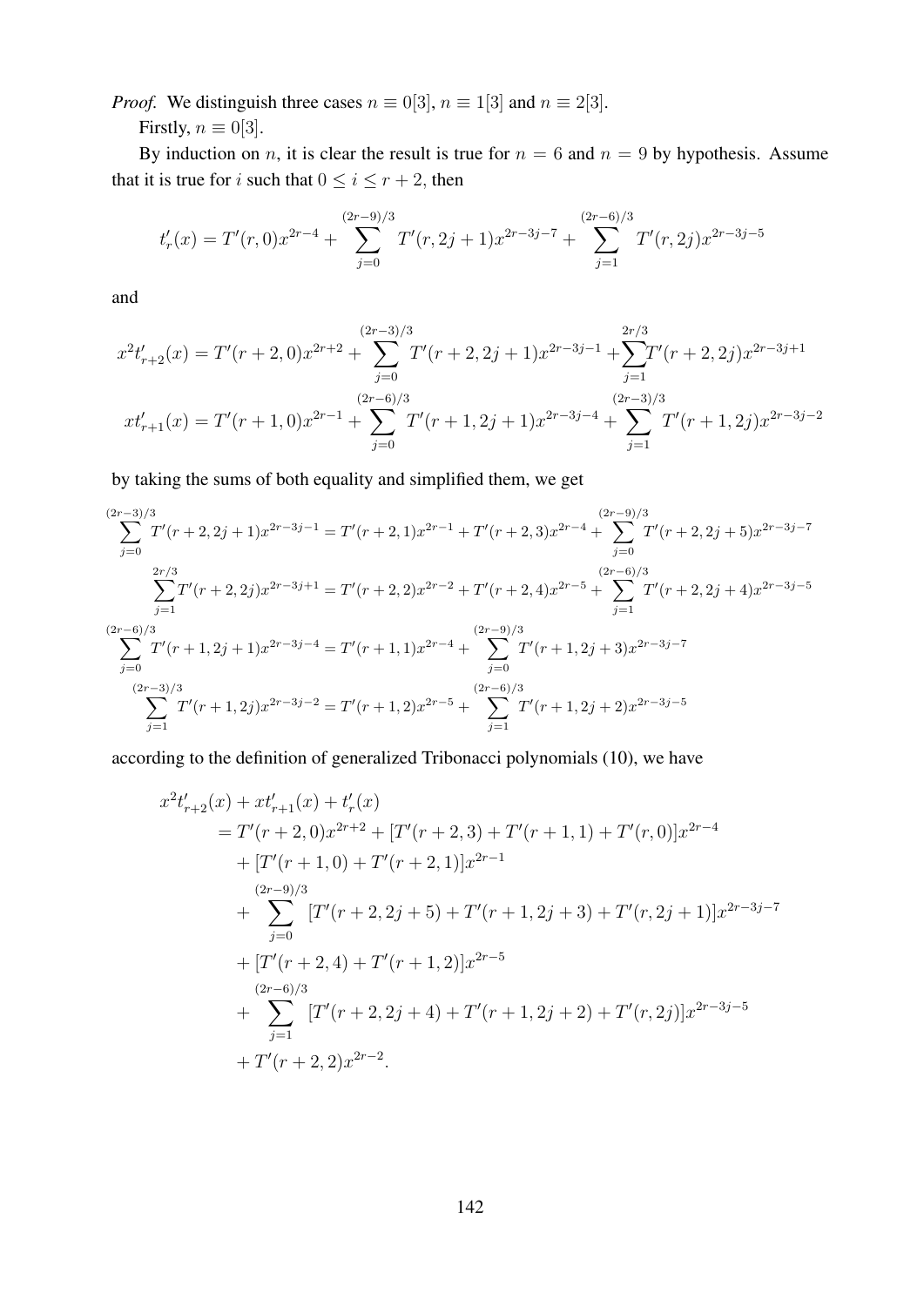*Proof.* We distinguish three cases $n \equiv 0[3]$, $n \equiv 1[3]$ and $n \equiv 2[3]$.

Firstly, $n \equiv 0[3]$.

By induction on $n$, it is clear the result is true for $n = 6$ and $n = 9$ by hypothesis. Assume that it is true for $i$ such that $0 \leq i \leq r+2$, then

$$t'_r(x) = T'(r,0)x^{2r-4} + \sum_{j=0}^{(2r-9)/3} T'(r,2j+1)x^{2r-3j-7} + \sum_{j=1}^{(2r-6)/3} T'(r,2j)x^{2r-3j-5}$$

and

$$x^2t'_{r+2}(x) = T'(r+2,0)x^{2r+2} + \sum_{j=0}^{(2r-3)/3} T'(r+2,2j+1)x^{2r-3j-1} + \sum_{j=1}^{2r/3} T'(r+2,2j)x^{2r-3j+1}$$

$$xt'_{r+1}(x) = T'(r+1,0)x^{2r-1} + \sum_{j=0}^{(2r-6)/3} T'(r+1,2j+1)x^{2r-3j-4} + \sum_{j=1}^{(2r-3)/3} T'(r+1,2j)x^{2r-3j-2}$$

by taking the sums of both equality and simplified them, we get

$$\sum_{j=0}^{(2r-3)/3} T'(r+2,2j+1)x^{2r-3j-1} = T'(r+2,1)x^{2r-1} + T'(r+2,3)x^{2r-4} + \sum_{j=0}^{(2r-9)/3} T'(r+2,2j+5)x^{2r-3j-7}$$

$$\sum_{j=1}^{2r/3} T'(r+2,2j)x^{2r-3j+1} = T'(r+2,2)x^{2r-2} + T'(r+2,4)x^{2r-5} + \sum_{j=1}^{(2r-6)/3} T'(r+2,2j+4)x^{2r-3j-5}$$

$$\sum_{j=0}^{(2r-6)/3} T'(r+1,2j+1)x^{2r-3j-4} = T'(r+1,1)x^{2r-4} + \sum_{j=0}^{(2r-9)/3} T'(r+1,2j+3)x^{2r-3j-7}$$

$$\sum_{j=1}^{(2r-3)/3} T'(r+1,2j)x^{2r-3j-2} = T'(r+1,2)x^{2r-5} + \sum_{j=1}^{(2r-6)/3} T'(r+1,2j+2)x^{2r-3j-5}$$

according to the definition of generalized Tribonacci polynomials (10), we have

$$\begin{aligned}
&x^2t'_{r+2}(x) + xt'_{r+1}(x) + t'_r(x) \\
&= T'(r+2,0)x^{2r+2} + [T'(r+2,3) + T'(r+1,1) + T'(r,0)]x^{2r-4} \\
&\quad + [T'(r+1,0) + T'(r+2,1)]x^{2r-1} \\
&\quad + \sum_{j=0}^{(2r-9)/3} [T'(r+2,2j+5) + T'(r+1,2j+3) + T'(r,2j+1)]x^{2r-3j-7} \\
&\quad + [T'(r+2,4) + T'(r+1,2)]x^{2r-5} \\
&\quad + \sum_{j=1}^{(2r-6)/3} [T'(r+2,2j+4) + T'(r+1,2j+2) + T'(r,2j)]x^{2r-3j-5} \\
&\quad + T'(r+2,2)x^{2r-2}.
\end{aligned}$$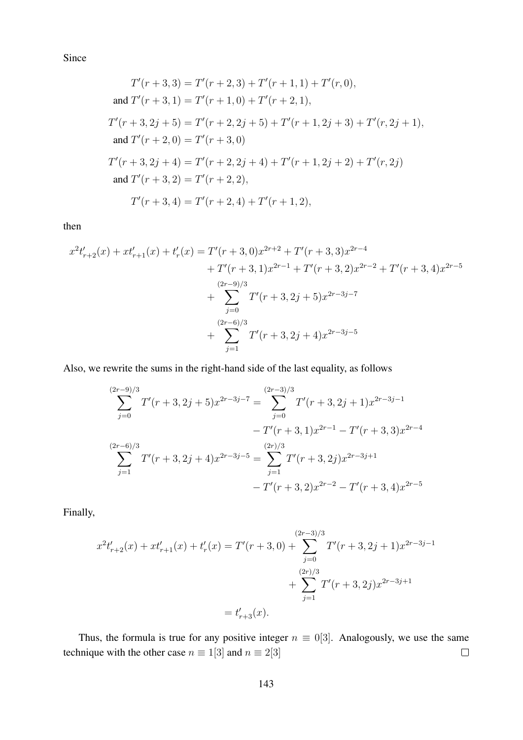Since

$$
\begin{aligned}
T'(r+3,3) &= T'(r+2,3) + T'(r+1,1) + T'(r,0), \\
\text{and } T'(r+3,1) &= T'(r+1,0) + T'(r+2,1), \\
T'(r+3,2j+5) &= T'(r+2,2j+5) + T'(r+1,2j+3) + T'(r,2j+1), \\
\text{and } T'(r+2,0) &= T'(r+3,0) \\
T'(r+3,2j+4) &= T'(r+2,2j+4) + T'(r+1,2j+2) + T'(r,2j) \\
\text{and } T'(r+3,2) &= T'(r+2,2), \\
T'(r+3,4) &= T'(r+2,4) + T'(r+1,2),
\end{aligned}
$$

then

$$
\begin{aligned}
x^2 t'_{r+2}(x) + x t'_{r+1}(x) + t'_r(x) = {} & T'(r+3,0)x^{2r+2} + T'(r+3,3)x^{2r-4} \\
& + T'(r+3,1)x^{2r-1} + T'(r+3,2)x^{2r-2} + T'(r+3,4)x^{2r-5} \\
& + \sum_{j=0}^{(2r-9)/3} T'(r+3,2j+5)x^{2r-3j-7} \\
& + \sum_{j=1}^{(2r-6)/3} T'(r+3,2j+4)x^{2r-3j-5}
\end{aligned}
$$

Also, we rewrite the sums in the right-hand side of the last equality, as follows

$$
\begin{aligned}
\sum_{j=0}^{(2r-9)/3} T'(r+3,2j+5)x^{2r-3j-7} = {} & \sum_{j=0}^{(2r-3)/3} T'(r+3,2j+1)x^{2r-3j-1} \\
& - T'(r+3,1)x^{2r-1} - T'(r+3,3)x^{2r-4} \\
\sum_{j=1}^{(2r-6)/3} T'(r+3,2j+4)x^{2r-3j-5} = {} & \sum_{j=1}^{(2r)/3} T'(r+3,2j)x^{2r-3j+1} \\
& - T'(r+3,2)x^{2r-2} - T'(r+3,4)x^{2r-5}
\end{aligned}
$$

Finally,

$$
\begin{aligned}
x^2 t'_{r+2}(x) + x t'_{r+1}(x) + t'_r(x) &= T'(r+3,0) + \sum_{j=0}^{(2r-3)/3} T'(r+3,2j+1)x^{2r-3j-1} \\
&\quad + \sum_{j=1}^{(2r)/3} T'(r+3,2j)x^{2r-3j+1} \\
&= t'_{r+3}(x).
\end{aligned}
$$

Thus, the formula is true for any positive integer $n \equiv 0[3]$. Analogously, we use the same technique with the other case $n \equiv 1[3]$ and $n \equiv 2[3]$ $\square$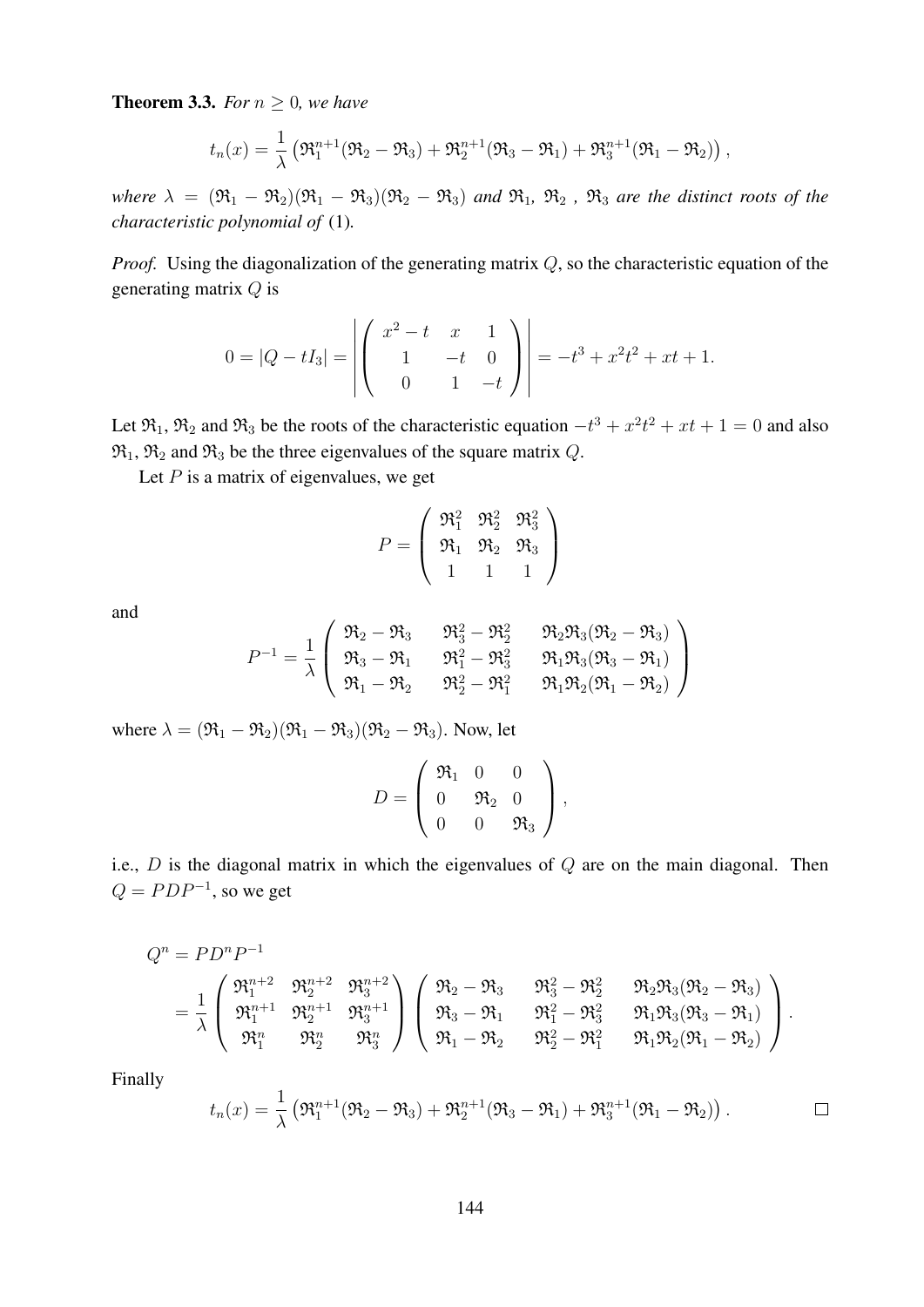**Theorem 3.3.** *For $n \geq 0$, we have*

$$t_n(x) = \frac{1}{\lambda}\left(\mathfrak{R}_1^{n+1}(\mathfrak{R}_2 - \mathfrak{R}_3) + \mathfrak{R}_2^{n+1}(\mathfrak{R}_3 - \mathfrak{R}_1) + \mathfrak{R}_3^{n+1}(\mathfrak{R}_1 - \mathfrak{R}_2)\right),$$

*where $\lambda = (\mathfrak{R}_1 - \mathfrak{R}_2)(\mathfrak{R}_1 - \mathfrak{R}_3)(\mathfrak{R}_2 - \mathfrak{R}_3)$ and $\mathfrak{R}_1$, $\mathfrak{R}_2$ , $\mathfrak{R}_3$ are the distinct roots of the characteristic polynomial of* (1)*.*

*Proof.* Using the diagonalization of the generating matrix $Q$, so the characteristic equation of the generating matrix $Q$ is

$$0 = |Q - tI_3| = \left| \begin{pmatrix} x^2 - t & x & 1 \\ 1 & -t & 0 \\ 0 & 1 & -t \end{pmatrix} \right| = -t^3 + x^2t^2 + xt + 1.$$

Let $\mathfrak{R}_1$, $\mathfrak{R}_2$ and $\mathfrak{R}_3$ be the roots of the characteristic equation $-t^3 + x^2t^2 + xt + 1 = 0$ and also $\mathfrak{R}_1$, $\mathfrak{R}_2$ and $\mathfrak{R}_3$ be the three eigenvalues of the square matrix $Q$.

Let $P$ is a matrix of eigenvalues, we get

$$P = \begin{pmatrix} \mathfrak{R}_1^2 & \mathfrak{R}_2^2 & \mathfrak{R}_3^2 \\ \mathfrak{R}_1 & \mathfrak{R}_2 & \mathfrak{R}_3 \\ 1 & 1 & 1 \end{pmatrix}$$

and

$$P^{-1} = \frac{1}{\lambda} \begin{pmatrix} \mathfrak{R}_2 - \mathfrak{R}_3 & \mathfrak{R}_3^2 - \mathfrak{R}_2^2 & \mathfrak{R}_2\mathfrak{R}_3(\mathfrak{R}_2 - \mathfrak{R}_3) \\ \mathfrak{R}_3 - \mathfrak{R}_1 & \mathfrak{R}_1^2 - \mathfrak{R}_3^2 & \mathfrak{R}_1\mathfrak{R}_3(\mathfrak{R}_3 - \mathfrak{R}_1) \\ \mathfrak{R}_1 - \mathfrak{R}_2 & \mathfrak{R}_2^2 - \mathfrak{R}_1^2 & \mathfrak{R}_1\mathfrak{R}_2(\mathfrak{R}_1 - \mathfrak{R}_2) \end{pmatrix}$$

where $\lambda = (\mathfrak{R}_1 - \mathfrak{R}_2)(\mathfrak{R}_1 - \mathfrak{R}_3)(\mathfrak{R}_2 - \mathfrak{R}_3)$. Now, let

$$D = \begin{pmatrix} \mathfrak{R}_1 & 0 & 0 \\ 0 & \mathfrak{R}_2 & 0 \\ 0 & 0 & \mathfrak{R}_3 \end{pmatrix},$$

i.e., $D$ is the diagonal matrix in which the eigenvalues of $Q$ are on the main diagonal. Then $Q = PDP^{-1}$, so we get

$$\begin{aligned} Q^n &= PD^nP^{-1} \\ &= \frac{1}{\lambda} \begin{pmatrix} \mathfrak{R}_1^{n+2} & \mathfrak{R}_2^{n+2} & \mathfrak{R}_3^{n+2} \\ \mathfrak{R}_1^{n+1} & \mathfrak{R}_2^{n+1} & \mathfrak{R}_3^{n+1} \\ \mathfrak{R}_1^{n} & \mathfrak{R}_2^{n} & \mathfrak{R}_3^{n} \end{pmatrix} \begin{pmatrix} \mathfrak{R}_2 - \mathfrak{R}_3 & \mathfrak{R}_3^2 - \mathfrak{R}_2^2 & \mathfrak{R}_2\mathfrak{R}_3(\mathfrak{R}_2 - \mathfrak{R}_3) \\ \mathfrak{R}_3 - \mathfrak{R}_1 & \mathfrak{R}_1^2 - \mathfrak{R}_3^2 & \mathfrak{R}_1\mathfrak{R}_3(\mathfrak{R}_3 - \mathfrak{R}_1) \\ \mathfrak{R}_1 - \mathfrak{R}_2 & \mathfrak{R}_2^2 - \mathfrak{R}_1^2 & \mathfrak{R}_1\mathfrak{R}_2(\mathfrak{R}_1 - \mathfrak{R}_2) \end{pmatrix}. \end{aligned}$$

Finally

$$t_n(x) = \frac{1}{\lambda}\left(\mathfrak{R}_1^{n+1}(\mathfrak{R}_2 - \mathfrak{R}_3) + \mathfrak{R}_2^{n+1}(\mathfrak{R}_3 - \mathfrak{R}_1) + \mathfrak{R}_3^{n+1}(\mathfrak{R}_1 - \mathfrak{R}_2)\right).$$

□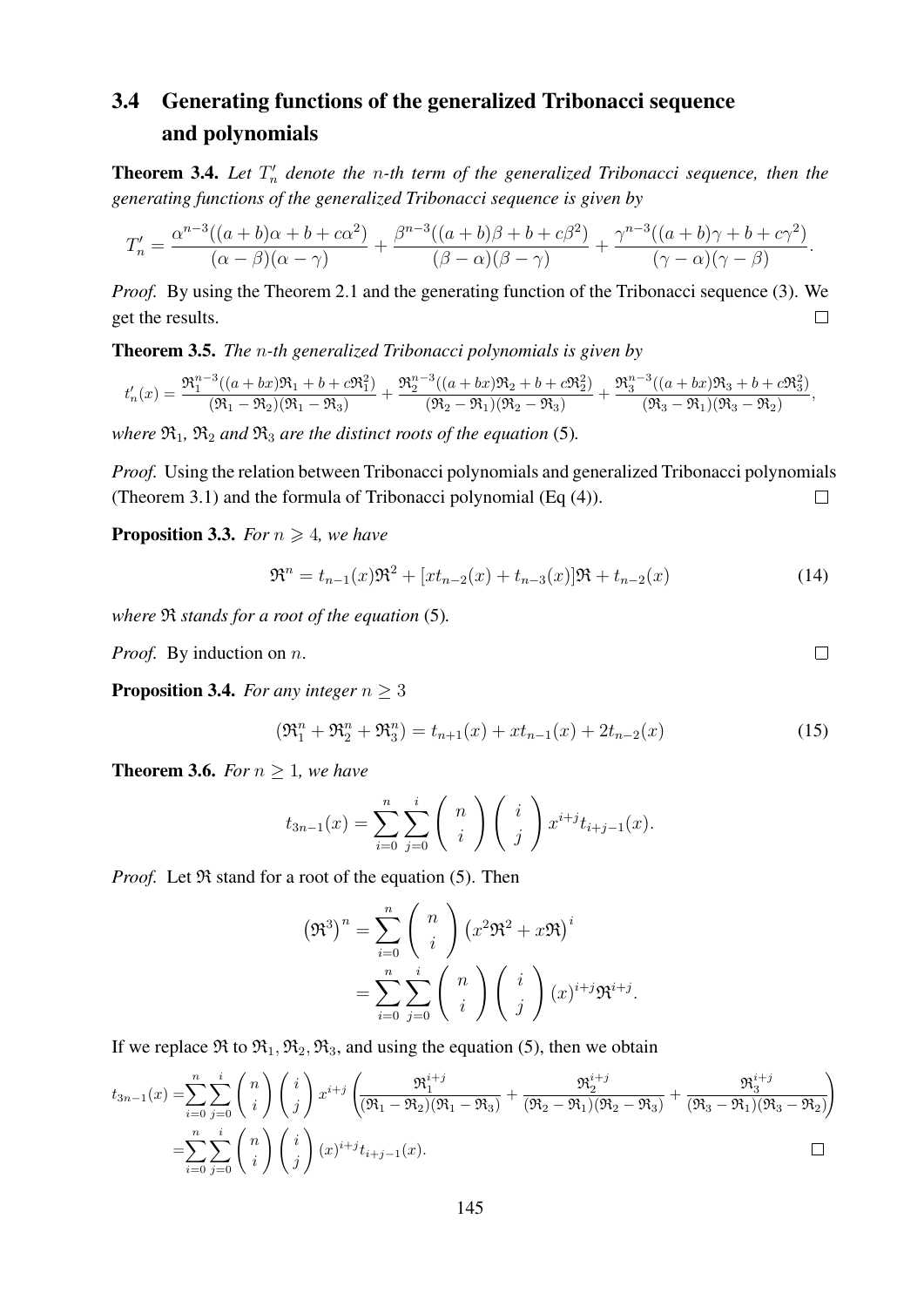## 3.4 Generating functions of the generalized Tribonacci sequence and polynomials

**Theorem 3.4.** *Let $T'_n$ denote the $n$-th term of the generalized Tribonacci sequence, then the generating functions of the generalized Tribonacci sequence is given by*

$$T'_n = \frac{\alpha^{n-3}((a+b)\alpha + b + c\alpha^2)}{(\alpha-\beta)(\alpha-\gamma)} + \frac{\beta^{n-3}((a+b)\beta + b + c\beta^2)}{(\beta-\alpha)(\beta-\gamma)} + \frac{\gamma^{n-3}((a+b)\gamma + b + c\gamma^2)}{(\gamma-\alpha)(\gamma-\beta)}.$$

*Proof.* By using the Theorem 2.1 and the generating function of the Tribonacci sequence (3). We get the results. □

**Theorem 3.5.** *The $n$-th generalized Tribonacci polynomials is given by*

$$t'_n(x) = \frac{\Re_1^{n-3}((a+bx)\Re_1 + b + c\Re_1^2)}{(\Re_1-\Re_2)(\Re_1-\Re_3)} + \frac{\Re_2^{n-3}((a+bx)\Re_2 + b + c\Re_2^2)}{(\Re_2-\Re_1)(\Re_2-\Re_3)} + \frac{\Re_3^{n-3}((a+bx)\Re_3 + b + c\Re_3^2)}{(\Re_3-\Re_1)(\Re_3-\Re_2)},$$

*where $\Re_1$, $\Re_2$ and $\Re_3$ are the distinct roots of the equation* (5)*.*

*Proof.* Using the relation between Tribonacci polynomials and generalized Tribonacci polynomials (Theorem 3.1) and the formula of Tribonacci polynomial (Eq (4)). □

**Proposition 3.3.** *For $n \geqslant 4$, we have*

$$\Re^n = t_{n-1}(x)\Re^2 + [xt_{n-2}(x) + t_{n-3}(x)]\Re + t_{n-2}(x) \tag{14}$$

*where $\Re$ stands for a root of the equation* (5)*.*

*Proof.* By induction on $n$. □

**Proposition 3.4.** *For any integer $n \geq 3$*

$$(\Re_1^n + \Re_2^n + \Re_3^n) = t_{n+1}(x) + xt_{n-1}(x) + 2t_{n-2}(x) \tag{15}$$

**Theorem 3.6.** *For $n \geq 1$, we have*

$$t_{3n-1}(x) = \sum_{i=0}^{n}\sum_{j=0}^{i} \binom{n}{i}\binom{i}{j} x^{i+j} t_{i+j-1}(x).$$

*Proof.* Let $\Re$ stand for a root of the equation (5). Then

$$\begin{aligned}
\left(\Re^3\right)^n &= \sum_{i=0}^{n} \binom{n}{i} \left(x^2\Re^2 + x\Re\right)^i \\
&= \sum_{i=0}^{n}\sum_{j=0}^{i} \binom{n}{i}\binom{i}{j} (x)^{i+j}\Re^{i+j}.
\end{aligned}$$

If we replace $\Re$ to $\Re_1, \Re_2, \Re_3$, and using the equation (5), then we obtain

$$\begin{aligned}
t_{3n-1}(x) &= \sum_{i=0}^{n}\sum_{j=0}^{i} \binom{n}{i}\binom{i}{j} x^{i+j} \left(\frac{\Re_1^{i+j}}{(\Re_1-\Re_2)(\Re_1-\Re_3)} + \frac{\Re_2^{i+j}}{(\Re_2-\Re_1)(\Re_2-\Re_3)} + \frac{\Re_3^{i+j}}{(\Re_3-\Re_1)(\Re_3-\Re_2)}\right) \\
&= \sum_{i=0}^{n}\sum_{j=0}^{i} \binom{n}{i}\binom{i}{j} (x)^{i+j} t_{i+j-1}(x).
\end{aligned}$$

□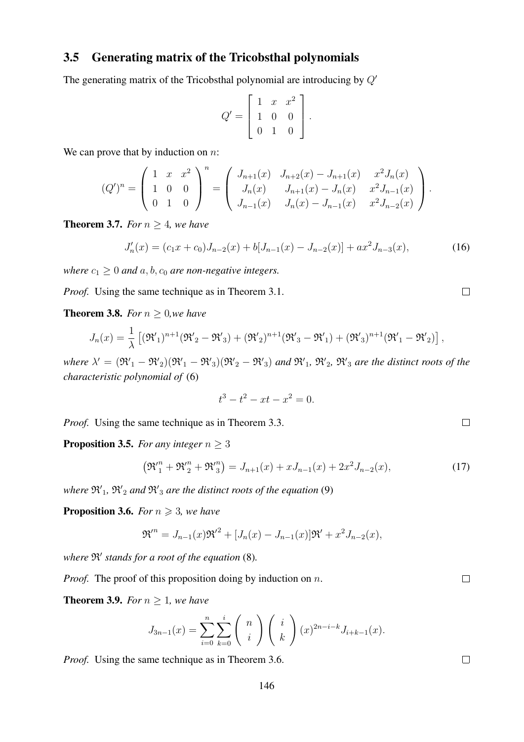## 3.5 Generating matrix of the Tricobsthal polynomials

The generating matrix of the Tricobsthal polynomial are introducing by $Q'$

$$Q' = \begin{bmatrix} 1 & x & x^2 \\ 1 & 0 & 0 \\ 0 & 1 & 0 \end{bmatrix}.$$

We can prove that by induction on $n$:

$$(Q')^n = \begin{pmatrix} 1 & x & x^2 \\ 1 & 0 & 0 \\ 0 & 1 & 0 \end{pmatrix}^n = \begin{pmatrix} J_{n+1}(x) & J_{n+2}(x) - J_{n+1}(x) & x^2 J_n(x) \\ J_n(x) & J_{n+1}(x) - J_n(x) & x^2 J_{n-1}(x) \\ J_{n-1}(x) & J_n(x) - J_{n-1}(x) & x^2 J_{n-2}(x) \end{pmatrix}.$$

**Theorem 3.7.** *For $n \geq 4$, we have*

$$J'_n(x) = (c_1 x + c_0) J_{n-2}(x) + b[J_{n-1}(x) - J_{n-2}(x)] + a x^2 J_{n-3}(x), \tag{16}$$

*where $c_1 \geq 0$ and $a, b, c_0$ are non-negative integers.*

*Proof.* Using the same technique as in Theorem 3.1. □

**Theorem 3.8.** *For $n \geq 0$, we have*

$$J_n(x) = \frac{1}{\lambda} \left[ (\mathfrak{R}'_1)^{n+1} (\mathfrak{R}'_2 - \mathfrak{R}'_3) + (\mathfrak{R}'_2)^{n+1} (\mathfrak{R}'_3 - \mathfrak{R}'_1) + (\mathfrak{R}'_3)^{n+1} (\mathfrak{R}'_1 - \mathfrak{R}'_2) \right],$$

*where $\lambda' = (\mathfrak{R}'_1 - \mathfrak{R}'_2)(\mathfrak{R}'_1 - \mathfrak{R}'_3)(\mathfrak{R}'_2 - \mathfrak{R}'_3)$ and $\mathfrak{R}'_1$, $\mathfrak{R}'_2$, $\mathfrak{R}'_3$ are the distinct roots of the characteristic polynomial of* (6)

$$t^3 - t^2 - xt - x^2 = 0.$$

*Proof.* Using the same technique as in Theorem 3.3. □

**Proposition 3.5.** *For any integer $n \geq 3$*

$$\left( \mathfrak{R}'^n_1 + \mathfrak{R}'^n_2 + \mathfrak{R}'^n_3 \right) = J_{n+1}(x) + x J_{n-1}(x) + 2x^2 J_{n-2}(x), \tag{17}$$

*where $\mathfrak{R}'_1$, $\mathfrak{R}'_2$ and $\mathfrak{R}'_3$ are the distinct roots of the equation* (9)

**Proposition 3.6.** *For $n \geqslant 3$, we have*

$$\mathfrak{R}'^n = J_{n-1}(x) \mathfrak{R}'^2 + [J_n(x) - J_{n-1}(x)] \mathfrak{R}' + x^2 J_{n-2}(x),$$

*where $\mathfrak{R}'$ stands for a root of the equation* (8).

*Proof.* The proof of this proposition doing by induction on $n$. □

**Theorem 3.9.** *For $n \geq 1$, we have*

$$J_{3n-1}(x) = \sum_{i=0}^{n} \sum_{k=0}^{i} \binom{n}{i} \binom{i}{k} (x)^{2n-i-k} J_{i+k-1}(x).$$

*Proof.* Using the same technique as in Theorem 3.6. □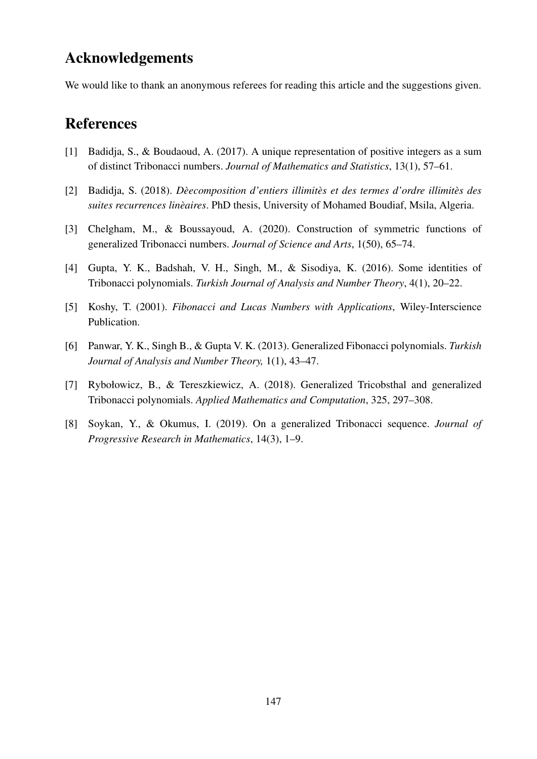## Acknowledgements

We would like to thank an anonymous referees for reading this article and the suggestions given.

## References

[1] Badidja, S., & Boudaoud, A. (2017). A unique representation of positive integers as a sum of distinct Tribonacci numbers. *Journal of Mathematics and Statistics*, 13(1), 57–61.

[2] Badidja, S. (2018). *Dèecomposition d'entiers illimitès et des termes d'ordre illimitès des suites recurrences linèaires*. PhD thesis, University of Mohamed Boudiaf, Msila, Algeria.

[3] Chelgham, M., & Boussayoud, A. (2020). Construction of symmetric functions of generalized Tribonacci numbers. *Journal of Science and Arts*, 1(50), 65–74.

[4] Gupta, Y. K., Badshah, V. H., Singh, M., & Sisodiya, K. (2016). Some identities of Tribonacci polynomials. *Turkish Journal of Analysis and Number Theory*, 4(1), 20–22.

[5] Koshy, T. (2001). *Fibonacci and Lucas Numbers with Applications*, Wiley-Interscience Publication.

[6] Panwar, Y. K., Singh B., & Gupta V. K. (2013). Generalized Fibonacci polynomials. *Turkish Journal of Analysis and Number Theory,* 1(1), 43–47.

[7] Rybołowicz, B., & Tereszkiewicz, A. (2018). Generalized Tricobsthal and generalized Tribonacci polynomials. *Applied Mathematics and Computation*, 325, 297–308.

[8] Soykan, Y., & Okumus, I. (2019). On a generalized Tribonacci sequence. *Journal of Progressive Research in Mathematics*, 14(3), 1–9.